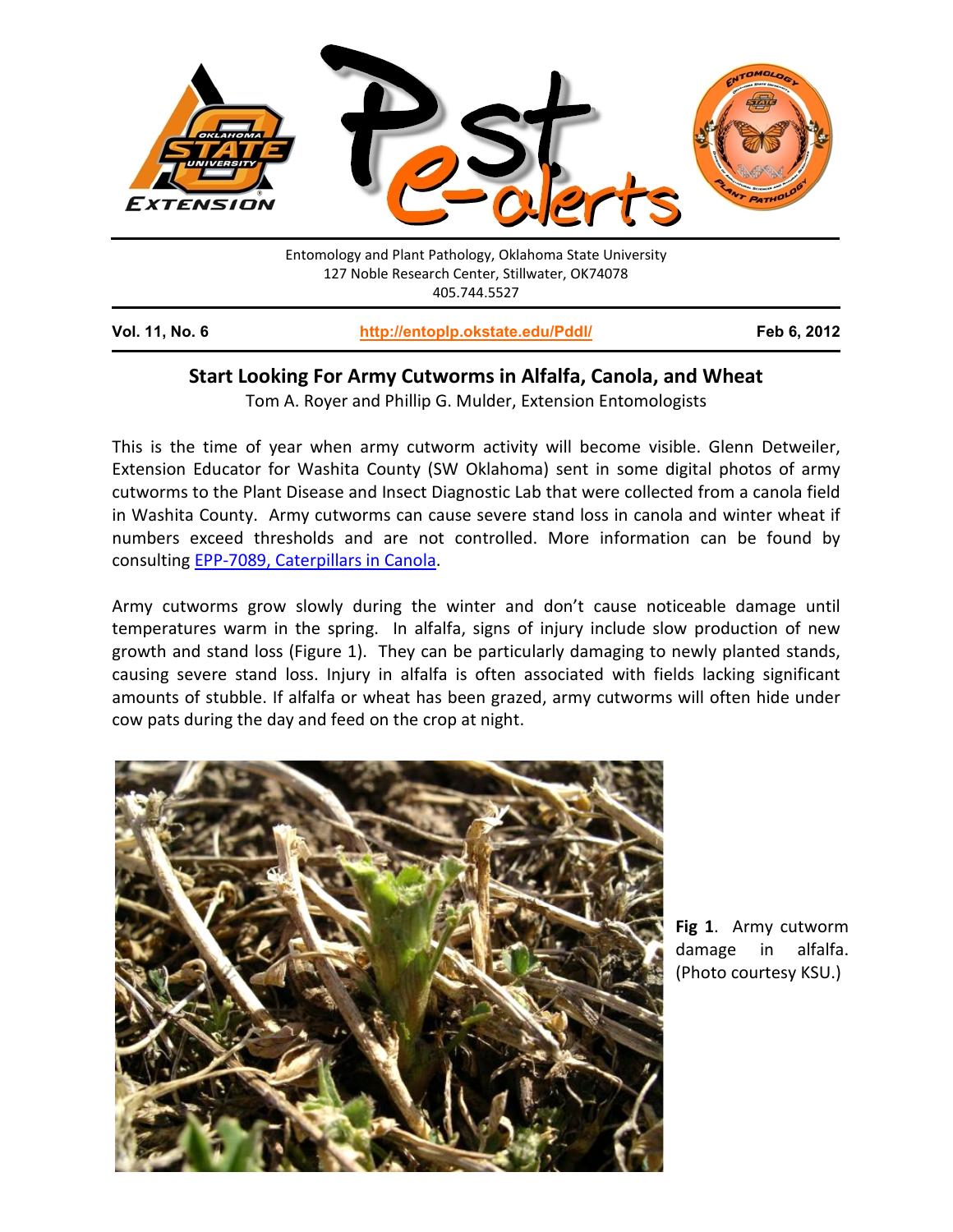Entomology and Plant Pathology, Oklahoma State University
127 Noble Research Center, Stillwater, OK74078
405.744.5527

**Vol. 11, No. 6** | **http://entoplp.okstate.edu/Pddl/** | **Feb 6, 2012**

# Start Looking For Army Cutworms in Alfalfa, Canola, and Wheat

Tom A. Royer and Phillip G. Mulder, Extension Entomologists

This is the time of year when army cutworm activity will become visible. Glenn Detweiler, Extension Educator for Washita County (SW Oklahoma) sent in some digital photos of army cutworms to the Plant Disease and Insect Diagnostic Lab that were collected from a canola field in Washita County. Army cutworms can cause severe stand loss in canola and winter wheat if numbers exceed thresholds and are not controlled. More information can be found by consulting EPP-7089, Caterpillars in Canola.

Army cutworms grow slowly during the winter and don't cause noticeable damage until temperatures warm in the spring. In alfalfa, signs of injury include slow production of new growth and stand loss (Figure 1). They can be particularly damaging to newly planted stands, causing severe stand loss. Injury in alfalfa is often associated with fields lacking significant amounts of stubble. If alfalfa or wheat has been grazed, army cutworms will often hide under cow pats during the day and feed on the crop at night.

**Fig 1**. Army cutworm damage in alfalfa. (Photo courtesy KSU.)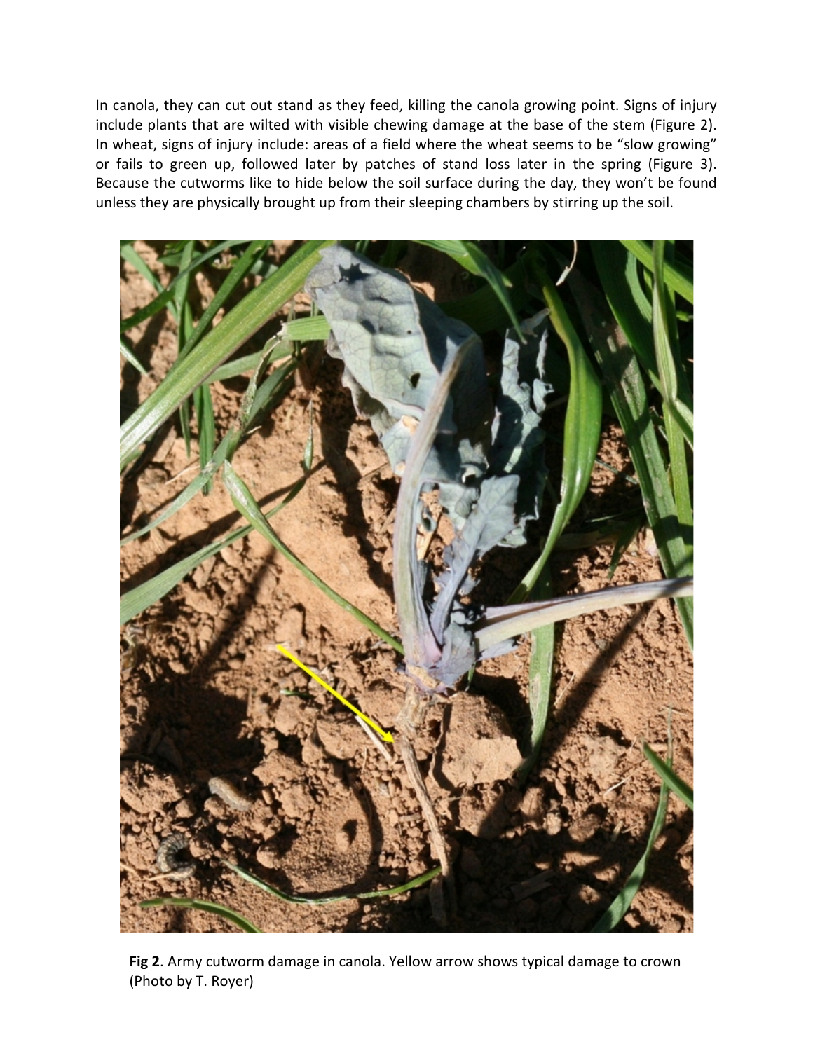In canola, they can cut out stand as they feed, killing the canola growing point. Signs of injury include plants that are wilted with visible chewing damage at the base of the stem (Figure 2). In wheat, signs of injury include: areas of a field where the wheat seems to be "slow growing" or fails to green up, followed later by patches of stand loss later in the spring (Figure 3). Because the cutworms like to hide below the soil surface during the day, they won't be found unless they are physically brought up from their sleeping chambers by stirring up the soil.

**Fig 2**. Army cutworm damage in canola. Yellow arrow shows typical damage to crown (Photo by T. Royer)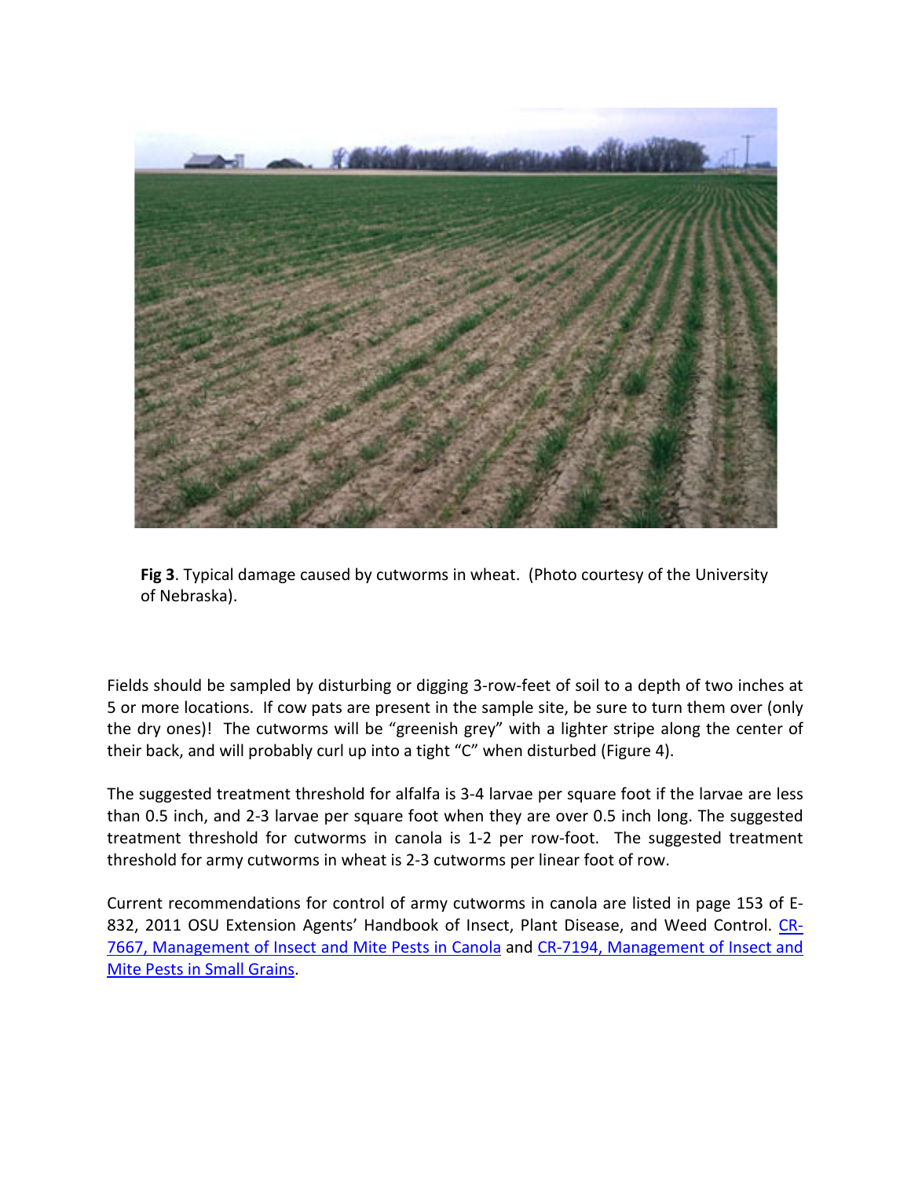**Fig 3**. Typical damage caused by cutworms in wheat. (Photo courtesy of the University of Nebraska).

Fields should be sampled by disturbing or digging 3-row-feet of soil to a depth of two inches at 5 or more locations. If cow pats are present in the sample site, be sure to turn them over (only the dry ones)! The cutworms will be "greenish grey" with a lighter stripe along the center of their back, and will probably curl up into a tight "C" when disturbed (Figure 4).

The suggested treatment threshold for alfalfa is 3-4 larvae per square foot if the larvae are less than 0.5 inch, and 2-3 larvae per square foot when they are over 0.5 inch long. The suggested treatment threshold for cutworms in canola is 1-2 per row-foot. The suggested treatment threshold for army cutworms in wheat is 2-3 cutworms per linear foot of row.

Current recommendations for control of army cutworms in canola are listed in page 153 of E-832, 2011 OSU Extension Agents' Handbook of Insect, Plant Disease, and Weed Control. CR-7667, Management of Insect and Mite Pests in Canola and CR-7194, Management of Insect and Mite Pests in Small Grains.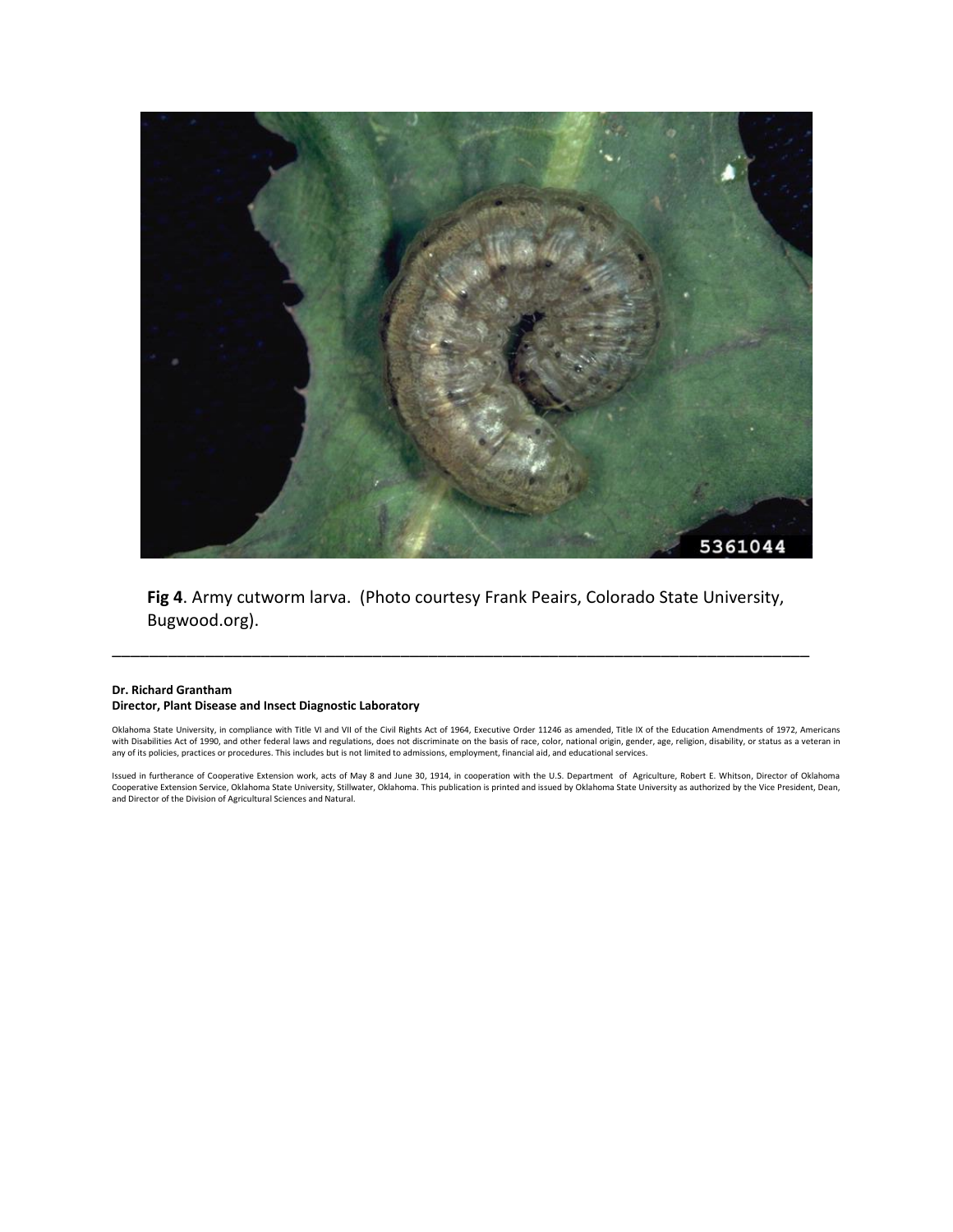**Fig 4**. Army cutworm larva. (Photo courtesy Frank Peairs, Colorado State University, Bugwood.org).

---

**Dr. Richard Grantham**
**Director, Plant Disease and Insect Diagnostic Laboratory**

Oklahoma State University, in compliance with Title VI and VII of the Civil Rights Act of 1964, Executive Order 11246 as amended, Title IX of the Education Amendments of 1972, Americans with Disabilities Act of 1990, and other federal laws and regulations, does not discriminate on the basis of race, color, national origin, gender, age, religion, disability, or status as a veteran in any of its policies, practices or procedures. This includes but is not limited to admissions, employment, financial aid, and educational services.

Issued in furtherance of Cooperative Extension work, acts of May 8 and June 30, 1914, in cooperation with the U.S. Department of Agriculture, Robert E. Whitson, Director of Oklahoma Cooperative Extension Service, Oklahoma State University, Stillwater, Oklahoma. This publication is printed and issued by Oklahoma State University as authorized by the Vice President, Dean, and Director of the Division of Agricultural Sciences and Natural.